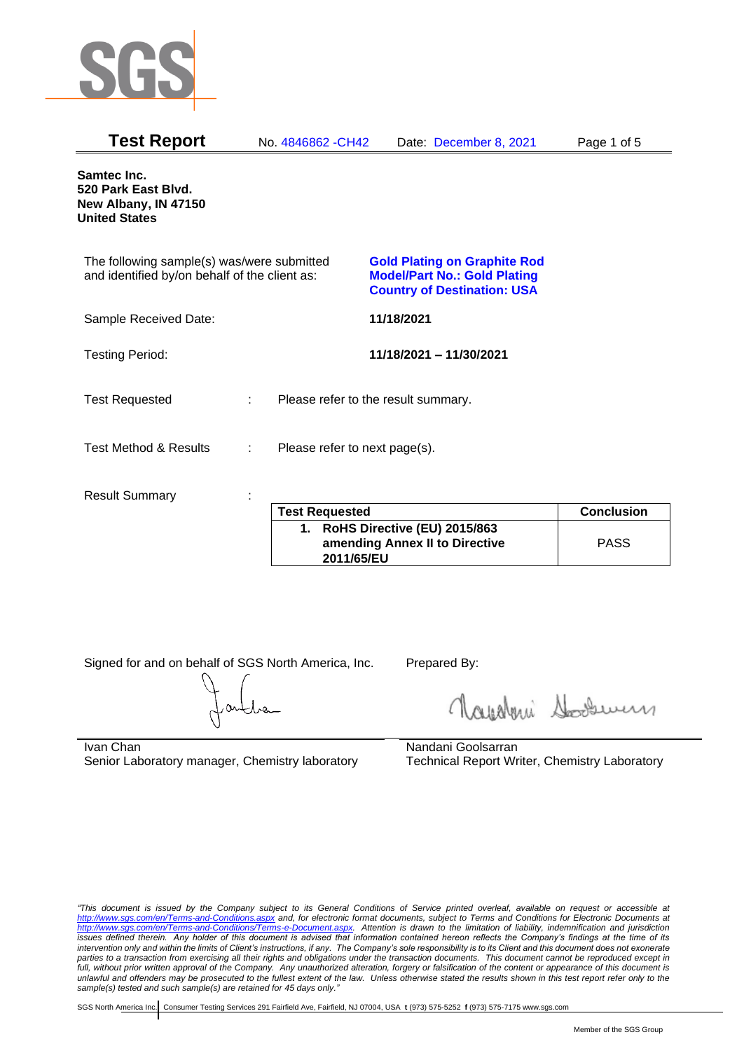# Test Report

No. 4846862 -CH42 Date: December 8, 2021

**Samtec Inc.**
**520 Park East Blvd.**
**New Albany, IN 47150**
**United States**

The following sample(s) was/were submitted and identified by/on behalf of the client as:

**Gold Plating on Graphite Rod**
**Model/Part No.: Gold Plating**
**Country of Destination: USA**

Sample Received Date: **11/18/2021**

Testing Period: **11/18/2021 – 11/30/2021**

Test Requested : Please refer to the result summary.

Test Method & Results : Please refer to next page(s).

Result Summary :

| Test Requested | Conclusion |
|---|---|
| **1. RoHS Directive (EU) 2015/863 amending Annex II to Directive 2011/65/EU** | PASS |

Signed for and on behalf of SGS North America, Inc.

Ivan Chan
Senior Laboratory manager, Chemistry laboratory

Prepared By:

Nandani Goolsarran
Technical Report Writer, Chemistry Laboratory

*"This document is issued by the Company subject to its General Conditions of Service printed overleaf, available on request or accessible at http://www.sgs.com/en/Terms-and-Conditions.aspx and, for electronic format documents, subject to Terms and Conditions for Electronic Documents at http://www.sgs.com/en/Terms-and-Conditions/Terms-e-Document.aspx. Attention is drawn to the limitation of liability, indemnification and jurisdiction issues defined therein. Any holder of this document is advised that information contained hereon reflects the Company's findings at the time of its intervention only and within the limits of Client's instructions, if any. The Company's sole responsibility is to its Client and this document does not exonerate parties to a transaction from exercising all their rights and obligations under the transaction documents. This document cannot be reproduced except in full, without prior written approval of the Company. Any unauthorized alteration, forgery or falsification of the content or appearance of this document is unlawful and offenders may be prosecuted to the fullest extent of the law. Unless otherwise stated the results shown in this test report refer only to the sample(s) tested and such sample(s) are retained for 45 days only."*

SGS North America Inc. | Consumer Testing Services 291 Fairfield Ave, Fairfield, NJ 07004, USA **t** (973) 575-5252 **f** (973) 575-7175 www.sgs.com

Member of the SGS Group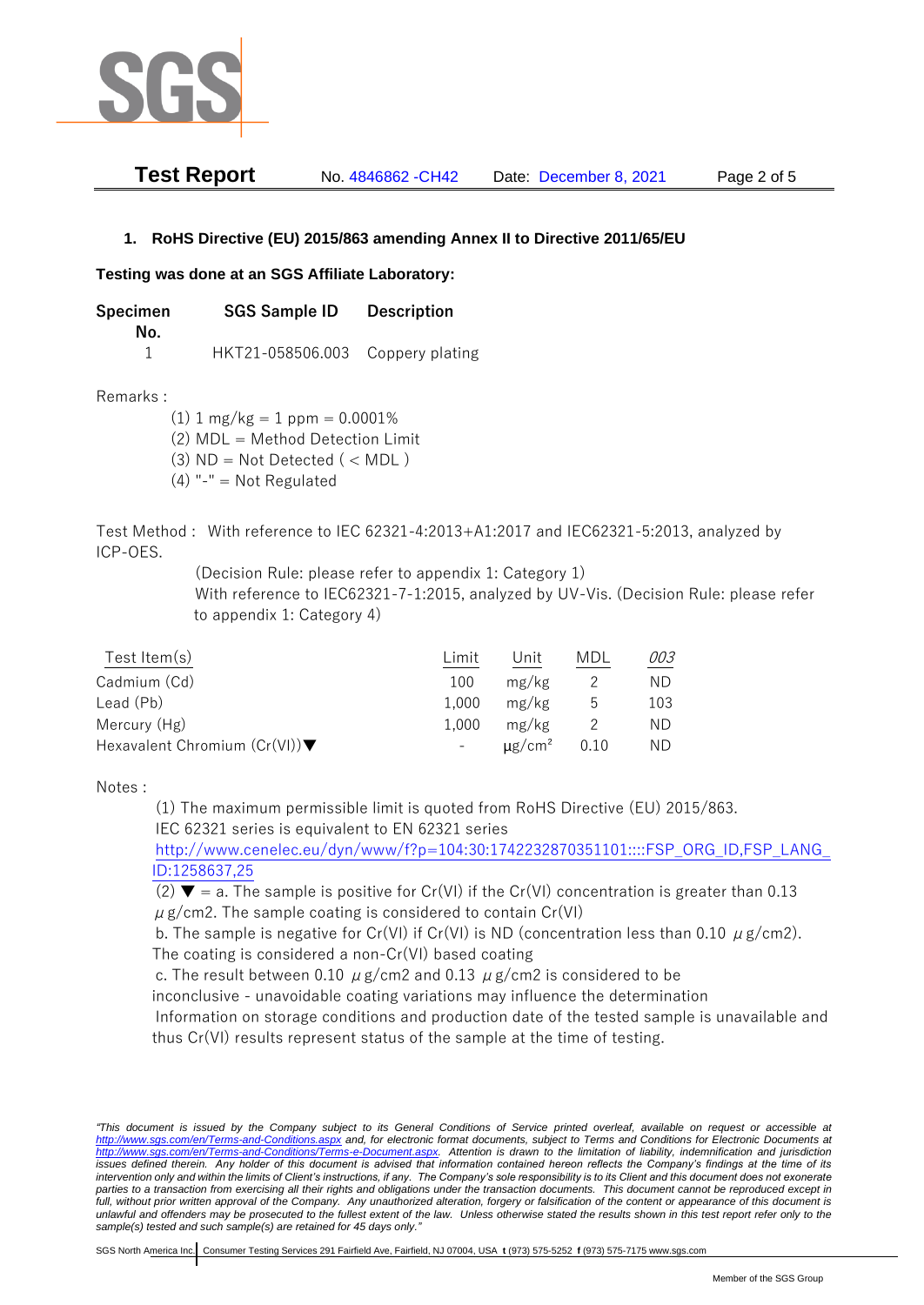## 1. RoHS Directive (EU) 2015/863 amending Annex II to Directive 2011/65/EU

**Testing was done at an SGS Affiliate Laboratory:**

| Specimen No. | SGS Sample ID | Description |
|---|---|---|
| 1 | HKT21-058506.003 | Coppery plating |

Remarks :

(1) 1 mg/kg = 1 ppm = 0.0001%
(2) MDL = Method Detection Limit
(3) ND = Not Detected ( < MDL )
(4) "-" = Not Regulated

Test Method : With reference to IEC 62321-4:2013+A1:2017 and IEC62321-5:2013, analyzed by ICP-OES.
(Decision Rule: please refer to appendix 1: Category 1)
With reference to IEC62321-7-1:2015, analyzed by UV-Vis. (Decision Rule: please refer to appendix 1: Category 4)

| Test Item(s) | Limit | Unit | MDL | 003 |
|---|---|---|---|---|
| Cadmium (Cd) | 100 | mg/kg | 2 | ND |
| Lead (Pb) | 1,000 | mg/kg | 5 | 103 |
| Mercury (Hg) | 1,000 | mg/kg | 2 | ND |
| Hexavalent Chromium (Cr(VI))▼ | - | $\mu g/cm^2$ | 0.10 | ND |

Notes :

(1) The maximum permissible limit is quoted from RoHS Directive (EU) 2015/863.
IEC 62321 series is equivalent to EN 62321 series
http://www.cenelec.eu/dyn/www/f?p=104:30:1742232870351101::::FSP_ORG_ID,FSP_LANG_ID:1258637,25

(2) ▼ = a. The sample is positive for Cr(VI) if the Cr(VI) concentration is greater than 0.13 μg/cm2. The sample coating is considered to contain Cr(VI)
b. The sample is negative for Cr(VI) if Cr(VI) is ND (concentration less than 0.10 μg/cm2). The coating is considered a non-Cr(VI) based coating
c. The result between 0.10 μg/cm2 and 0.13 μg/cm2 is considered to be inconclusive - unavoidable coating variations may influence the determination
Information on storage conditions and production date of the tested sample is unavailable and thus Cr(VI) results represent status of the sample at the time of testing.

*"This document is issued by the Company subject to its General Conditions of Service printed overleaf, available on request or accessible at http://www.sgs.com/en/Terms-and-Conditions.aspx and, for electronic format documents, subject to Terms and Conditions for Electronic Documents at http://www.sgs.com/en/Terms-and-Conditions/Terms-e-Document.aspx. Attention is drawn to the limitation of liability, indemnification and jurisdiction issues defined therein. Any holder of this document is advised that information contained hereon reflects the Company's findings at the time of its intervention only and within the limits of Client's instructions, if any. The Company's sole responsibility is to its Client and this document does not exonerate parties to a transaction from exercising all their rights and obligations under the transaction documents. This document cannot be reproduced except in full, without prior written approval of the Company. Any unauthorized alteration, forgery or falsification of the content or appearance of this document is unlawful and offenders may be prosecuted to the fullest extent of the law. Unless otherwise stated the results shown in this test report refer only to the sample(s) tested and such sample(s) are retained for 45 days only."*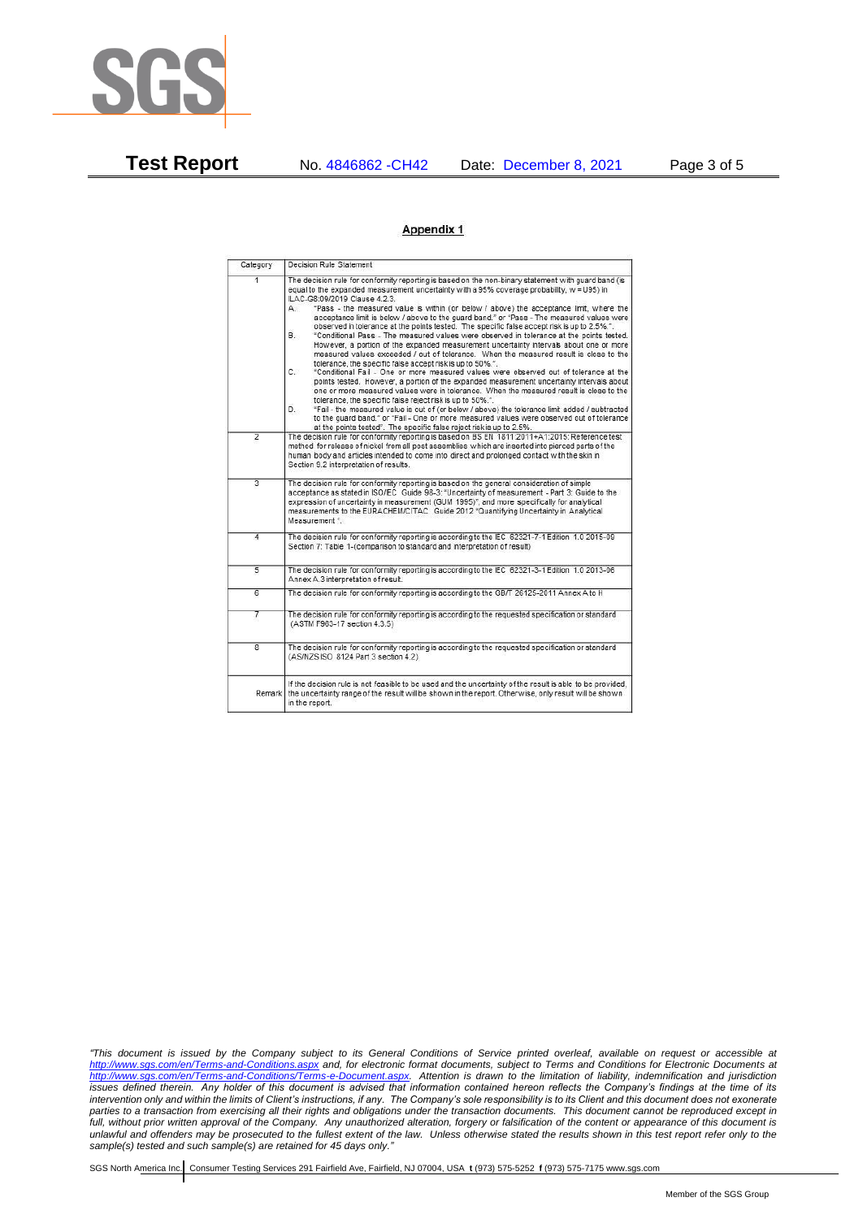## Appendix 1

| Category | Decision Rule Statement |
|---|---|
| 1 | The decision rule for conformity reporting is based on the non-binary statement with guard band (is equal to the expanded measurement uncertainty with a 95% coverage probability, w = U95) in ILAC-G8:09/2019 Clause 4.2.3.<br>A. "Pass - the measured value is within (or below / above) the acceptance limit, where the acceptance limit is below / above to the guard band." or "Pass - The measured values were observed in tolerance at the points tested. The specific false accept risk is up to 2.5%.".<br>B. "Conditional Pass - The measured values were observed in tolerance at the points tested. However, a portion of the expanded measurement uncertainty intervals about one or more measured values exceeded / out of tolerance. When the measured result is close to the tolerance, the specific false accept risk is up to 50%.".<br>C. "Conditional Fail - One or more measured values were observed out of tolerance at the points tested. However, a portion of the expanded measurement uncertainty intervals about one or more measured values were in tolerance. When the measured result is close to the tolerance, the specific false reject risk is up to 50%.".<br>D. "Fail - the measured value is out of (or below / above) the tolerance limit added / subtracted to the guard band." or "Fail - One or more measured values were observed out of tolerance at the points tested". The specific false reject risk is up to 2.5%. |
| 2 | The decision rule for conformity reporting is based on BS EN 1811:2011+A1:2015: Reference test method for release of nickel from all post assemblies which are inserted into pierced parts of the human body and articles intended to come into direct and prolonged contact with the skin in Section 9.2 interpretation of results. |
| 3 | The decision rule for conformity reporting is based on the general consideration of simple acceptance as stated in ISO/IEC Guide 98-3: "Uncertainty of measurement - Part 3: Guide to the expression of uncertainty in measurement (GUM 1995)", and more specifically for analytical measurements to the EURACHEM/CITAC Guide 2012 "Quantifying Uncertainty in Analytical Measurement ". |
| 4 | The decision rule for conformity reporting is according to the IEC 62321-7-1 Edition 1.0 2015-09 Section 7: Table 1-(comparison to standard and interpretation of result) |
| 5 | The decision rule for conformity reporting is according to the IEC 62321-3-1 Edition 1.0 2013-06 Annex A.3 interpretation of result. |
| 6 | The decision rule for conformity reporting is according to the GB/T 26125-2011 Annex A to H |
| 7 | The decision rule for conformity reporting is according to the requested specification or standard (ASTM F963-17 section 4.3.5) |
| 8 | The decision rule for conformity reporting is according to the requested specification or standard (AS/NZS ISO 8124 Part 3 section 4.2) |
| Remark | If the decision rule is not feasible to be used and the uncertainty of the result is able to be provided, the uncertainty range of the result will be shown in the report. Otherwise, only result will be shown in the report. |

*"This document is issued by the Company subject to its General Conditions of Service printed overleaf, available on request or accessible at http://www.sgs.com/en/Terms-and-Conditions.aspx and, for electronic format documents, subject to Terms and Conditions for Electronic Documents at http://www.sgs.com/en/Terms-and-Conditions/Terms-e-Document.aspx. Attention is drawn to the limitation of liability, indemnification and jurisdiction issues defined therein. Any holder of this document is advised that information contained hereon reflects the Company's findings at the time of its intervention only and within the limits of Client's instructions, if any. The Company's sole responsibility is to its Client and this document does not exonerate parties to a transaction from exercising all their rights and obligations under the transaction documents. This document cannot be reproduced except in full, without prior written approval of the Company. Any unauthorized alteration, forgery or falsification of the content or appearance of this document is unlawful and offenders may be prosecuted to the fullest extent of the law. Unless otherwise stated the results shown in this test report refer only to the sample(s) tested and such sample(s) are retained for 45 days only."*

SGS North America Inc. | Consumer Testing Services 291 Fairfield Ave, Fairfield, NJ 07004, USA **t** (973) 575-5252 **f** (973) 575-7175 www.sgs.com

Member of the SGS Group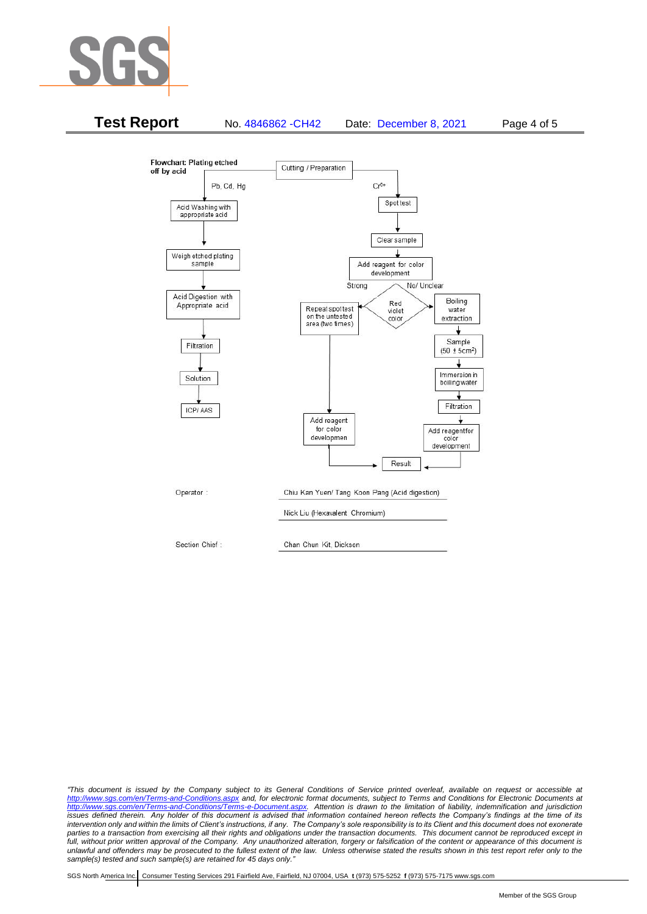**Flowchart: Plating etched off by acid**

Cutting / Preparation

**Pb, Cd, Hg:**

Acid Washing with appropriate acid → Weigh etched plating sample → Acid Digestion with Appropriate acid → Filtration → Solution → ICP/ AAS

**$Cr^{6+}$:**

Spot test → Clear sample → Add reagent for color development → Red violet color

- Strong → Repeat spot test on the untested area (two times) → Add reagent for color developmen → Result
- No/ Unclear → Boiling water extraction → Sample ($50 \pm 5cm^2$) → Immersion in boiling water → Filtration → Add reagent for color development → Result

| | |
|---|---|
| Operator : | Chiu Kan Yuen/ Tang Koon Pang (Acid digestion) |
| | Nick Liu (Hexavalent Chromium) |
| Section Chief : | Chan Chun Kit, Dickson |

*"This document is issued by the Company subject to its General Conditions of Service printed overleaf, available on request or accessible at http://www.sgs.com/en/Terms-and-Conditions.aspx and, for electronic format documents, subject to Terms and Conditions for Electronic Documents at http://www.sgs.com/en/Terms-and-Conditions/Terms-e-Document.aspx. Attention is drawn to the limitation of liability, indemnification and jurisdiction issues defined therein. Any holder of this document is advised that information contained hereon reflects the Company's findings at the time of its intervention only and within the limits of Client's instructions, if any. The Company's sole responsibility is to its Client and this document does not exonerate parties to a transaction from exercising all their rights and obligations under the transaction documents. This document cannot be reproduced except in full, without prior written approval of the Company. Any unauthorized alteration, forgery or falsification of the content or appearance of this document is unlawful and offenders may be prosecuted to the fullest extent of the law. Unless otherwise stated the results shown in this test report refer only to the sample(s) tested and such sample(s) are retained for 45 days only."*

SGS North America Inc. | Consumer Testing Services 291 Fairfield Ave, Fairfield, NJ 07004, USA **t** (973) 575-5252 **f** (973) 575-7175 www.sgs.com

Member of the SGS Group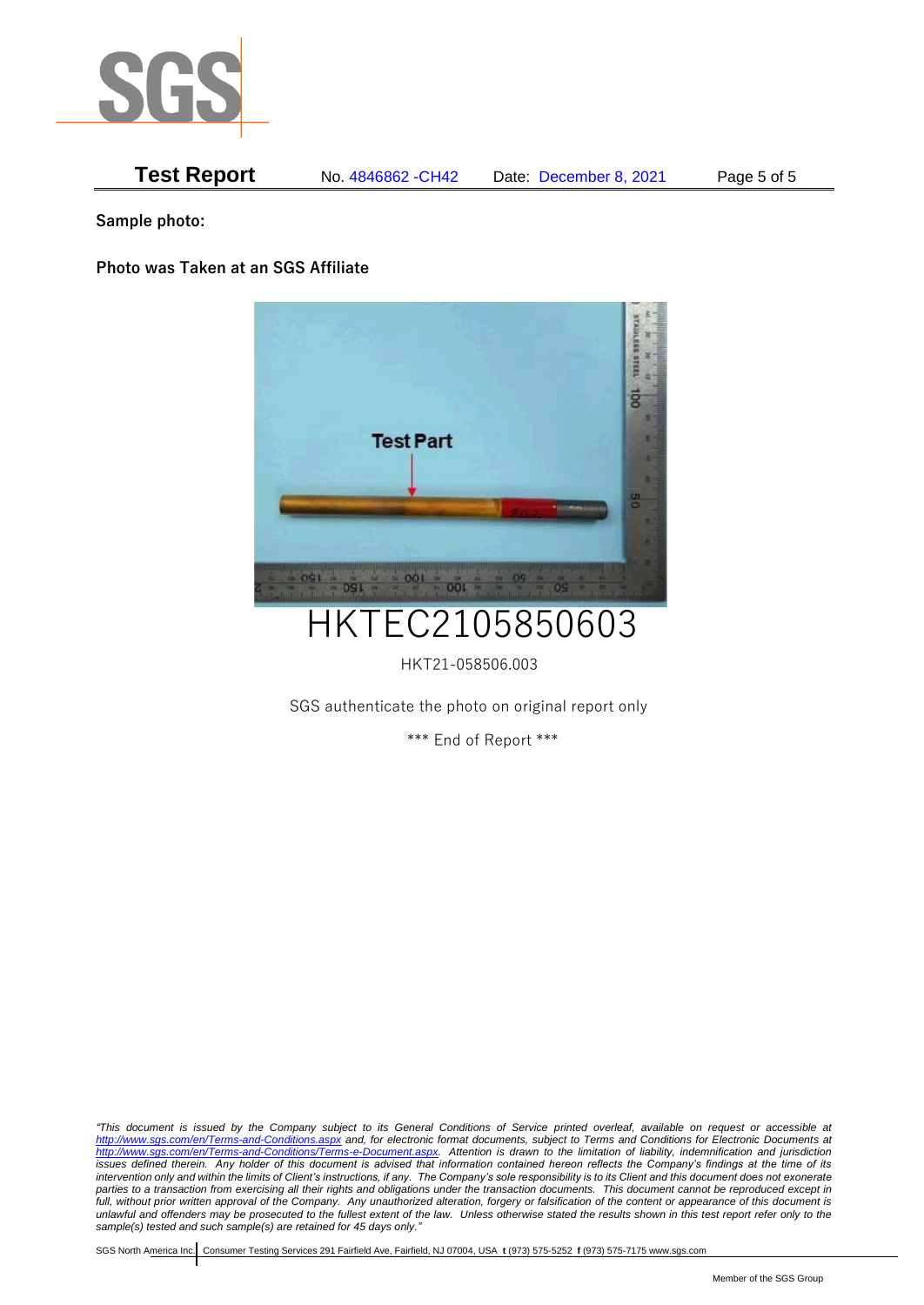**Sample photo:**

**Photo was Taken at an SGS Affiliate**

HKTEC2105850603

HKT21-058506.003

SGS authenticate the photo on original report only

*** End of Report ***

*"This document is issued by the Company subject to its General Conditions of Service printed overleaf, available on request or accessible at http://www.sgs.com/en/Terms-and-Conditions.aspx and, for electronic format documents, subject to Terms and Conditions for Electronic Documents at http://www.sgs.com/en/Terms-and-Conditions/Terms-e-Document.aspx. Attention is drawn to the limitation of liability, indemnification and jurisdiction issues defined therein. Any holder of this document is advised that information contained hereon reflects the Company's findings at the time of its intervention only and within the limits of Client's instructions, if any. The Company's sole responsibility is to its Client and this document does not exonerate parties to a transaction from exercising all their rights and obligations under the transaction documents. This document cannot be reproduced except in full, without prior written approval of the Company. Any unauthorized alteration, forgery or falsification of the content or appearance of this document is unlawful and offenders may be prosecuted to the fullest extent of the law. Unless otherwise stated the results shown in this test report refer only to the sample(s) tested and such sample(s) are retained for 45 days only."*

SGS North America Inc. | Consumer Testing Services 291 Fairfield Ave, Fairfield, NJ 07004, USA **t** (973) 575-5252 **f** (973) 575-7175 www.sgs.com

Member of the SGS Group